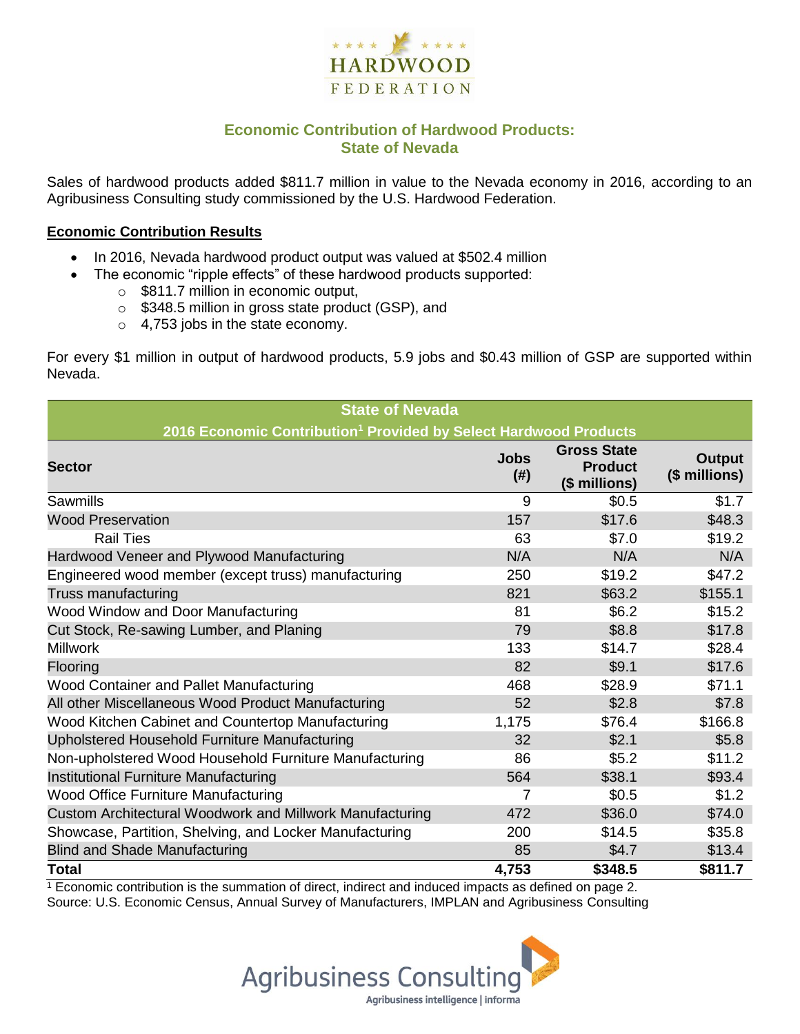HARDWOOD FEDERATION

## Economic Contribution of Hardwood Products: State of Nevada

Sales of hardwood products added $811.7 million in value to the Nevada economy in 2016, according to an Agribusiness Consulting study commissioned by the U.S. Hardwood Federation.

### Economic Contribution Results

- In 2016, Nevada hardwood product output was valued at $502.4 million
- The economic "ripple effects" of these hardwood products supported:
  - $811.7 million in economic output,
  - $348.5 million in gross state product (GSP), and
  - 4,753 jobs in the state economy.

For every $1 million in output of hardwood products, 5.9 jobs and $0.43 million of GSP are supported within Nevada.

**State of Nevada**
**2016 Economic Contribution[1] Provided by Select Hardwood Products**

| Sector | Jobs (#) | Gross State Product ($ millions) | Output ($ millions) |
|---|---|---|---|
| Sawmills | 9 | $0.5 | $1.7 |
| Wood Preservation | 157 | $17.6 | $48.3 |
| Rail Ties | 63 | $7.0 | $19.2 |
| Hardwood Veneer and Plywood Manufacturing | N/A | N/A | N/A |
| Engineered wood member (except truss) manufacturing | 250 | $19.2 | $47.2 |
| Truss manufacturing | 821 | $63.2 | $155.1 |
| Wood Window and Door Manufacturing | 81 | $6.2 | $15.2 |
| Cut Stock, Re-sawing Lumber, and Planing | 79 | $8.8 | $17.8 |
| Millwork | 133 | $14.7 | $28.4 |
| Flooring | 82 | $9.1 | $17.6 |
| Wood Container and Pallet Manufacturing | 468 | $28.9 | $71.1 |
| All other Miscellaneous Wood Product Manufacturing | 52 | $2.8 | $7.8 |
| Wood Kitchen Cabinet and Countertop Manufacturing | 1,175 | $76.4 | $166.8 |
| Upholstered Household Furniture Manufacturing | 32 | $2.1 | $5.8 |
| Non-upholstered Wood Household Furniture Manufacturing | 86 | $5.2 | $11.2 |
| Institutional Furniture Manufacturing | 564 | $38.1 | $93.4 |
| Wood Office Furniture Manufacturing | 7 | $0.5 | $1.2 |
| Custom Architectural Woodwork and Millwork Manufacturing | 472 | $36.0 | $74.0 |
| Showcase, Partition, Shelving, and Locker Manufacturing | 200 | $14.5 | $35.8 |
| Blind and Shade Manufacturing | 85 | $4.7 | $13.4 |
| **Total** | **4,753** | **$348.5** | **$811.7** |

[1] Economic contribution is the summation of direct, indirect and induced impacts as defined on page 2.
Source: U.S. Economic Census, Annual Survey of Manufacturers, IMPLAN and Agribusiness Consulting

Agribusiness Consulting
Agribusiness intelligence | informa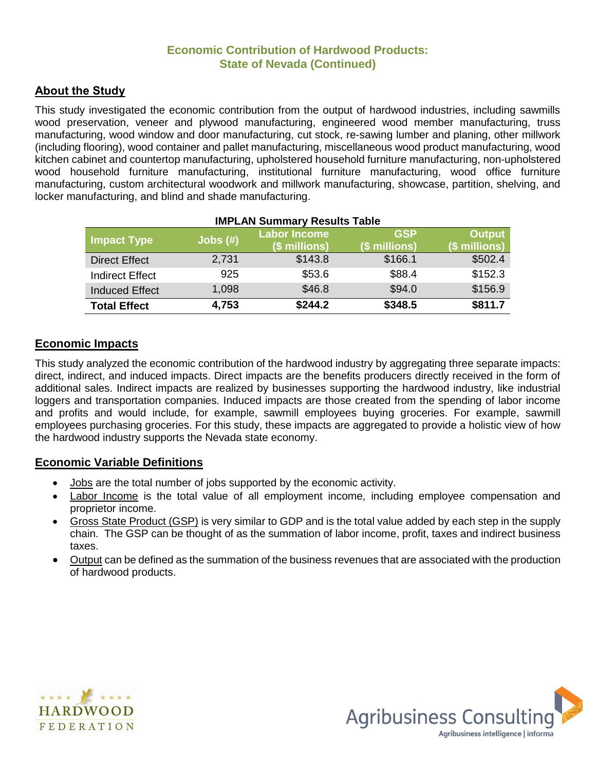# Economic Contribution of Hardwood Products: State of Nevada (Continued)

## About the Study

This study investigated the economic contribution from the output of hardwood industries, including sawmills wood preservation, veneer and plywood manufacturing, engineered wood member manufacturing, truss manufacturing, wood window and door manufacturing, cut stock, re-sawing lumber and planing, other millwork (including flooring), wood container and pallet manufacturing, miscellaneous wood product manufacturing, wood kitchen cabinet and countertop manufacturing, upholstered household furniture manufacturing, non-upholstered wood household furniture manufacturing, institutional furniture manufacturing, wood office furniture manufacturing, custom architectural woodwork and millwork manufacturing, showcase, partition, shelving, and locker manufacturing, and blind and shade manufacturing.

**IMPLAN Summary Results Table**

| Impact Type | Jobs (#) | Labor Income ($ millions) | GSP ($ millions) | Output ($ millions) |
|---|---|---|---|---|
| Direct Effect | 2,731 | $143.8 | $166.1 | $502.4 |
| Indirect Effect | 925 | $53.6 | $88.4 | $152.3 |
| Induced Effect | 1,098 | $46.8 | $94.0 | $156.9 |
| **Total Effect** | **4,753** | **$244.2** | **$348.5** | **$811.7** |

## Economic Impacts

This study analyzed the economic contribution of the hardwood industry by aggregating three separate impacts: direct, indirect, and induced impacts. Direct impacts are the benefits producers directly received in the form of additional sales. Indirect impacts are realized by businesses supporting the hardwood industry, like industrial loggers and transportation companies. Induced impacts are those created from the spending of labor income and profits and would include, for example, sawmill employees buying groceries. For example, sawmill employees purchasing groceries. For this study, these impacts are aggregated to provide a holistic view of how the hardwood industry supports the Nevada state economy.

## Economic Variable Definitions

- Jobs are the total number of jobs supported by the economic activity.
- Labor Income is the total value of all employment income, including employee compensation and proprietor income.
- Gross State Product (GSP) is very similar to GDP and is the total value added by each step in the supply chain. The GSP can be thought of as the summation of labor income, profit, taxes and indirect business taxes.
- Output can be defined as the summation of the business revenues that are associated with the production of hardwood products.

HARDWOOD FEDERATION

Agribusiness Consulting
Agribusiness intelligence | informa